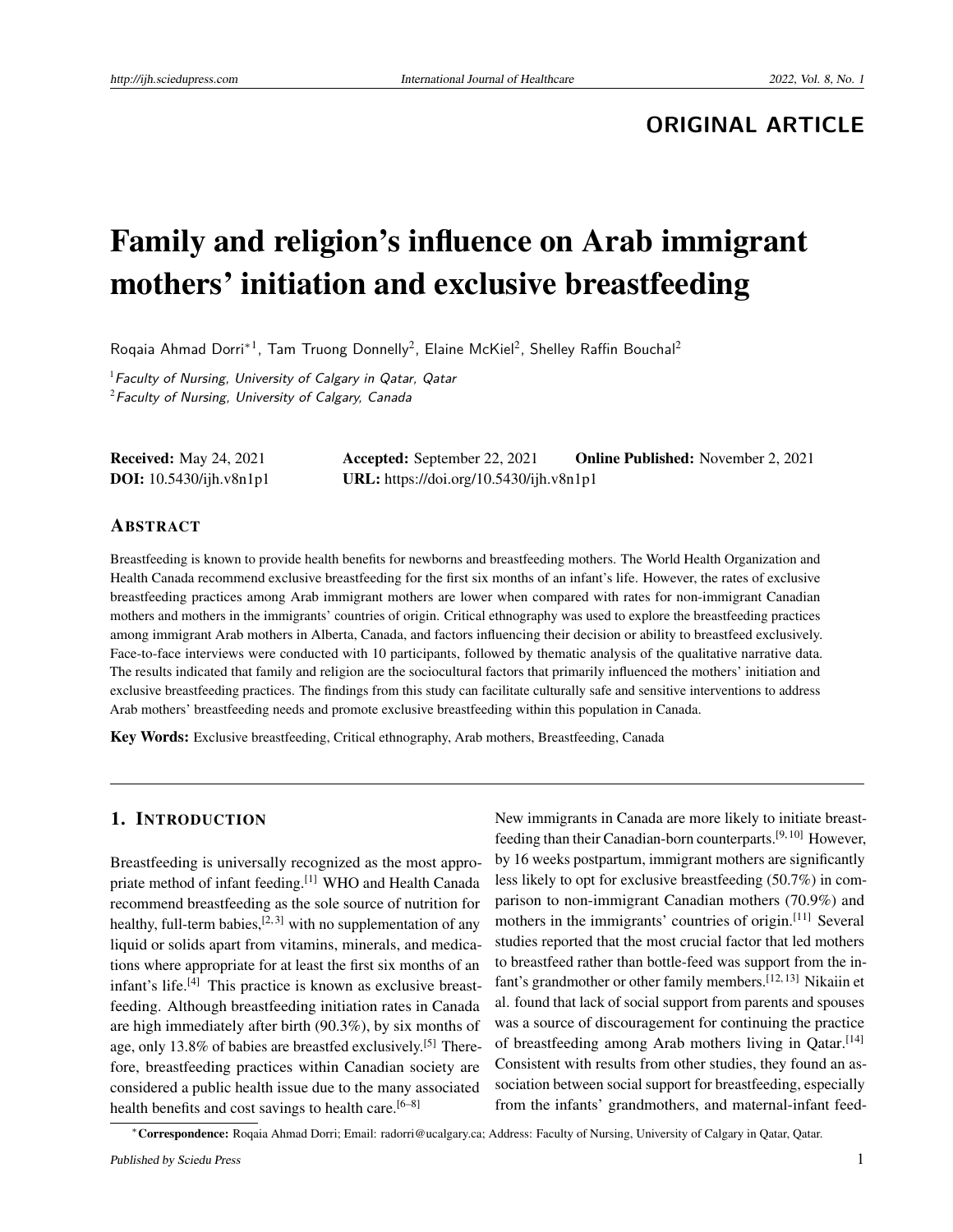**ORIGINAL ARTICLE**

# Family and religion's influence on Arab immigrant mothers' initiation and exclusive breastfeeding

Roqaia Ahmad Dorri*[1], Tam Truong Donnelly[2], Elaine McKiel[2], Shelley Raffin Bouchal[2]

[1]*Faculty of Nursing, University of Calgary in Qatar, Qatar*
[2]*Faculty of Nursing, University of Calgary, Canada*

**Received:** May 24, 2021 **Accepted:** September 22, 2021 **Online Published:** November 2, 2021
**DOI:** 10.5430/ijh.v8n1p1 **URL:** https://doi.org/10.5430/ijh.v8n1p1

## Abstract

Breastfeeding is known to provide health benefits for newborns and breastfeeding mothers. The World Health Organization and Health Canada recommend exclusive breastfeeding for the first six months of an infant's life. However, the rates of exclusive breastfeeding practices among Arab immigrant mothers are lower when compared with rates for non-immigrant Canadian mothers and mothers in the immigrants' countries of origin. Critical ethnography was used to explore the breastfeeding practices among immigrant Arab mothers in Alberta, Canada, and factors influencing their decision or ability to breastfeed exclusively. Face-to-face interviews were conducted with 10 participants, followed by thematic analysis of the qualitative narrative data. The results indicated that family and religion are the sociocultural factors that primarily influenced the mothers' initiation and exclusive breastfeeding practices. The findings from this study can facilitate culturally safe and sensitive interventions to address Arab mothers' breastfeeding needs and promote exclusive breastfeeding within this population in Canada.

**Key Words:** Exclusive breastfeeding, Critical ethnography, Arab mothers, Breastfeeding, Canada

## 1. Introduction

Breastfeeding is universally recognized as the most appropriate method of infant feeding.[1] WHO and Health Canada recommend breastfeeding as the sole source of nutrition for healthy, full-term babies,[2,3] with no supplementation of any liquid or solids apart from vitamins, minerals, and medications where appropriate for at least the first six months of an infant's life.[4] This practice is known as exclusive breastfeeding. Although breastfeeding initiation rates in Canada are high immediately after birth (90.3%), by six months of age, only 13.8% of babies are breastfed exclusively.[5] Therefore, breastfeeding practices within Canadian society are considered a public health issue due to the many associated health benefits and cost savings to health care.[6–8]

New immigrants in Canada are more likely to initiate breastfeeding than their Canadian-born counterparts.[9,10] However, by 16 weeks postpartum, immigrant mothers are significantly less likely to opt for exclusive breastfeeding (50.7%) in comparison to non-immigrant Canadian mothers (70.9%) and mothers in the immigrants' countries of origin.[11] Several studies reported that the most crucial factor that led mothers to breastfeed rather than bottle-feed was support from the infant's grandmother or other family members.[12,13] Nikaiin et al. found that lack of social support from parents and spouses was a source of discouragement for continuing the practice of breastfeeding among Arab mothers living in Qatar.[14] Consistent with results from other studies, they found an association between social support for breastfeeding, especially from the infants' grandmothers, and maternal-infant feed-

*__Correspondence:__ Roqaia Ahmad Dorri; Email: radorri@ucalgary.ca; Address: Faculty of Nursing, University of Calgary in Qatar, Qatar.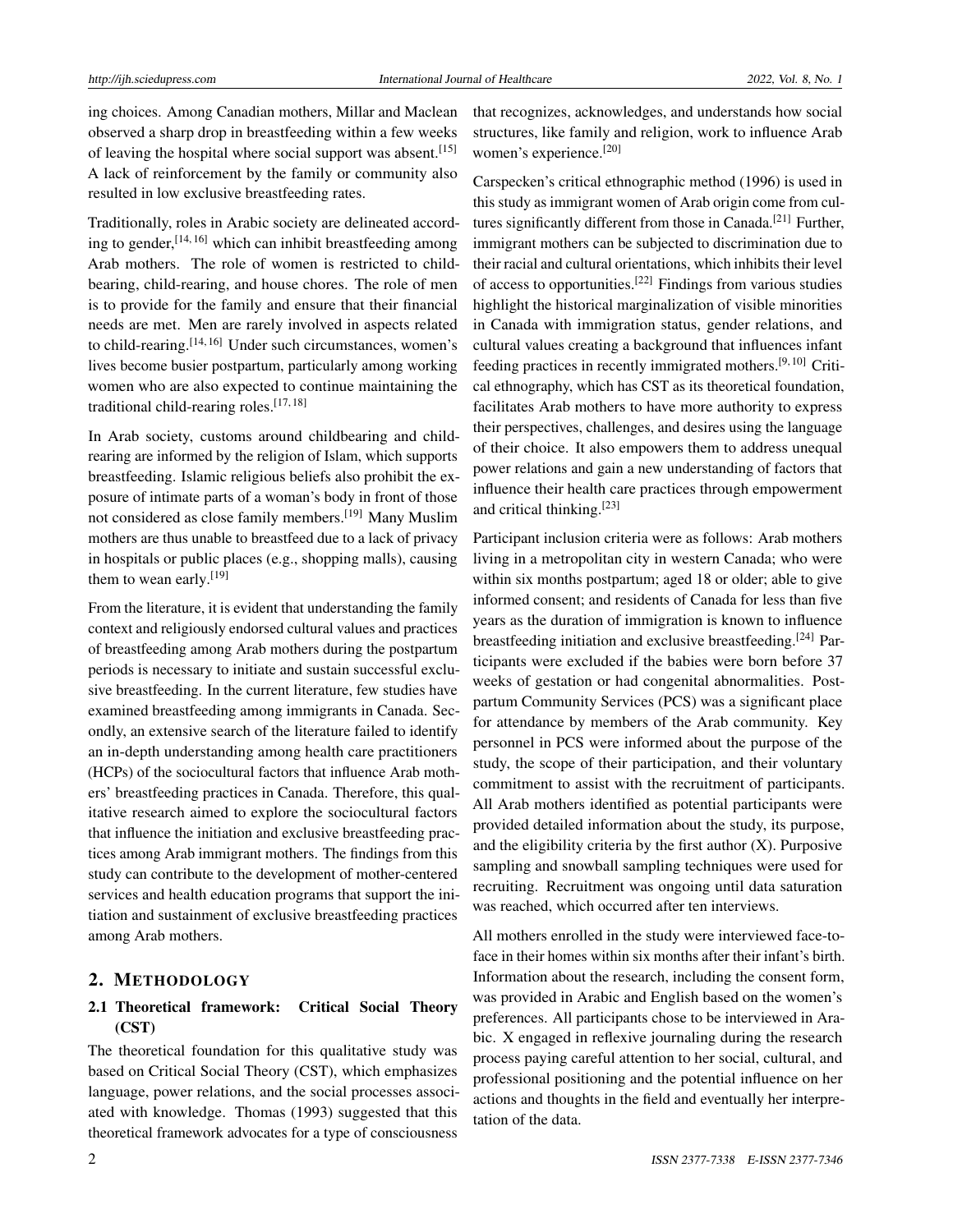ing choices. Among Canadian mothers, Millar and Maclean observed a sharp drop in breastfeeding within a few weeks of leaving the hospital where social support was absent.[15] A lack of reinforcement by the family or community also resulted in low exclusive breastfeeding rates.

Traditionally, roles in Arabic society are delineated according to gender,[14, 16] which can inhibit breastfeeding among Arab mothers. The role of women is restricted to childbearing, child-rearing, and house chores. The role of men is to provide for the family and ensure that their financial needs are met. Men are rarely involved in aspects related to child-rearing.[14, 16] Under such circumstances, women's lives become busier postpartum, particularly among working women who are also expected to continue maintaining the traditional child-rearing roles.[17, 18]

In Arab society, customs around childbearing and child-rearing are informed by the religion of Islam, which supports breastfeeding. Islamic religious beliefs also prohibit the exposure of intimate parts of a woman's body in front of those not considered as close family members.[19] Many Muslim mothers are thus unable to breastfeed due to a lack of privacy in hospitals or public places (e.g., shopping malls), causing them to wean early.[19]

From the literature, it is evident that understanding the family context and religiously endorsed cultural values and practices of breastfeeding among Arab mothers during the postpartum periods is necessary to initiate and sustain successful exclusive breastfeeding. In the current literature, few studies have examined breastfeeding among immigrants in Canada. Secondly, an extensive search of the literature failed to identify an in-depth understanding among health care practitioners (HCPs) of the sociocultural factors that influence Arab mothers' breastfeeding practices in Canada. Therefore, this qualitative research aimed to explore the sociocultural factors that influence the initiation and exclusive breastfeeding practices among Arab immigrant mothers. The findings from this study can contribute to the development of mother-centered services and health education programs that support the initiation and sustainment of exclusive breastfeeding practices among Arab mothers.

## 2. METHODOLOGY

### 2.1 Theoretical framework: Critical Social Theory (CST)

The theoretical foundation for this qualitative study was based on Critical Social Theory (CST), which emphasizes language, power relations, and the social processes associated with knowledge. Thomas (1993) suggested that this theoretical framework advocates for a type of consciousness that recognizes, acknowledges, and understands how social structures, like family and religion, work to influence Arab women's experience.[20]

Carspecken's critical ethnographic method (1996) is used in this study as immigrant women of Arab origin come from cultures significantly different from those in Canada.[21] Further, immigrant mothers can be subjected to discrimination due to their racial and cultural orientations, which inhibits their level of access to opportunities.[22] Findings from various studies highlight the historical marginalization of visible minorities in Canada with immigration status, gender relations, and cultural values creating a background that influences infant feeding practices in recently immigrated mothers.[9, 10] Critical ethnography, which has CST as its theoretical foundation, facilitates Arab mothers to have more authority to express their perspectives, challenges, and desires using the language of their choice. It also empowers them to address unequal power relations and gain a new understanding of factors that influence their health care practices through empowerment and critical thinking.[23]

Participant inclusion criteria were as follows: Arab mothers living in a metropolitan city in western Canada; who were within six months postpartum; aged 18 or older; able to give informed consent; and residents of Canada for less than five years as the duration of immigration is known to influence breastfeeding initiation and exclusive breastfeeding.[24] Participants were excluded if the babies were born before 37 weeks of gestation or had congenital abnormalities. Postpartum Community Services (PCS) was a significant place for attendance by members of the Arab community. Key personnel in PCS were informed about the purpose of the study, the scope of their participation, and their voluntary commitment to assist with the recruitment of participants. All Arab mothers identified as potential participants were provided detailed information about the study, its purpose, and the eligibility criteria by the first author (X). Purposive sampling and snowball sampling techniques were used for recruiting. Recruitment was ongoing until data saturation was reached, which occurred after ten interviews.

All mothers enrolled in the study were interviewed face-to-face in their homes within six months after their infant's birth. Information about the research, including the consent form, was provided in Arabic and English based on the women's preferences. All participants chose to be interviewed in Arabic. X engaged in reflexive journaling during the research process paying careful attention to her social, cultural, and professional positioning and the potential influence on her actions and thoughts in the field and eventually her interpretation of the data.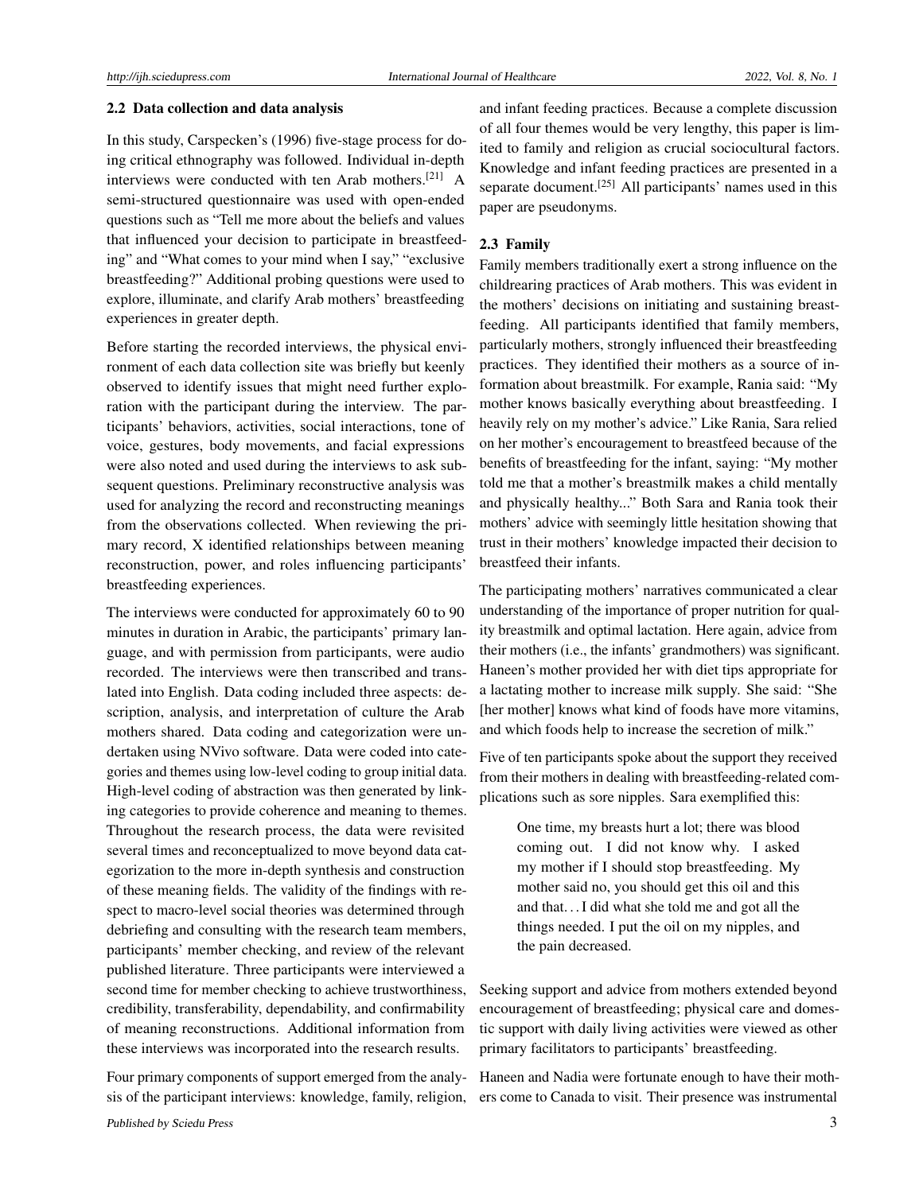### 2.2 Data collection and data analysis

In this study, Carspecken's (1996) five-stage process for doing critical ethnography was followed. Individual in-depth interviews were conducted with ten Arab mothers.[21] A semi-structured questionnaire was used with open-ended questions such as "Tell me more about the beliefs and values that influenced your decision to participate in breastfeeding" and "What comes to your mind when I say," "exclusive breastfeeding?" Additional probing questions were used to explore, illuminate, and clarify Arab mothers' breastfeeding experiences in greater depth.

Before starting the recorded interviews, the physical environment of each data collection site was briefly but keenly observed to identify issues that might need further exploration with the participant during the interview. The participants' behaviors, activities, social interactions, tone of voice, gestures, body movements, and facial expressions were also noted and used during the interviews to ask subsequent questions. Preliminary reconstructive analysis was used for analyzing the record and reconstructing meanings from the observations collected. When reviewing the primary record, X identified relationships between meaning reconstruction, power, and roles influencing participants' breastfeeding experiences.

The interviews were conducted for approximately 60 to 90 minutes in duration in Arabic, the participants' primary language, and with permission from participants, were audio recorded. The interviews were then transcribed and translated into English. Data coding included three aspects: description, analysis, and interpretation of culture the Arab mothers shared. Data coding and categorization were undertaken using NVivo software. Data were coded into categories and themes using low-level coding to group initial data. High-level coding of abstraction was then generated by linking categories to provide coherence and meaning to themes. Throughout the research process, the data were revisited several times and reconceptualized to move beyond data categorization to the more in-depth synthesis and construction of these meaning fields. The validity of the findings with respect to macro-level social theories was determined through debriefing and consulting with the research team members, participants' member checking, and review of the relevant published literature. Three participants were interviewed a second time for member checking to achieve trustworthiness, credibility, transferability, dependability, and confirmability of meaning reconstructions. Additional information from these interviews was incorporated into the research results.

Four primary components of support emerged from the analysis of the participant interviews: knowledge, family, religion, and infant feeding practices. Because a complete discussion of all four themes would be very lengthy, this paper is limited to family and religion as crucial sociocultural factors. Knowledge and infant feeding practices are presented in a separate document.[25] All participants' names used in this paper are pseudonyms.

### 2.3 Family

Family members traditionally exert a strong influence on the childrearing practices of Arab mothers. This was evident in the mothers' decisions on initiating and sustaining breastfeeding. All participants identified that family members, particularly mothers, strongly influenced their breastfeeding practices. They identified their mothers as a source of information about breastmilk. For example, Rania said: "My mother knows basically everything about breastfeeding. I heavily rely on my mother's advice." Like Rania, Sara relied on her mother's encouragement to breastfeed because of the benefits of breastfeeding for the infant, saying: "My mother told me that a mother's breastmilk makes a child mentally and physically healthy..." Both Sara and Rania took their mothers' advice with seemingly little hesitation showing that trust in their mothers' knowledge impacted their decision to breastfeed their infants.

The participating mothers' narratives communicated a clear understanding of the importance of proper nutrition for quality breastmilk and optimal lactation. Here again, advice from their mothers (i.e., the infants' grandmothers) was significant. Haneen's mother provided her with diet tips appropriate for a lactating mother to increase milk supply. She said: "She [her mother] knows what kind of foods have more vitamins, and which foods help to increase the secretion of milk."

Five of ten participants spoke about the support they received from their mothers in dealing with breastfeeding-related complications such as sore nipples. Sara exemplified this:

> One time, my breasts hurt a lot; there was blood coming out. I did not know why. I asked my mother if I should stop breastfeeding. My mother said no, you should get this oil and this and that…I did what she told me and got all the things needed. I put the oil on my nipples, and the pain decreased.

Seeking support and advice from mothers extended beyond encouragement of breastfeeding; physical care and domestic support with daily living activities were viewed as other primary facilitators to participants' breastfeeding.

Haneen and Nadia were fortunate enough to have their mothers come to Canada to visit. Their presence was instrumental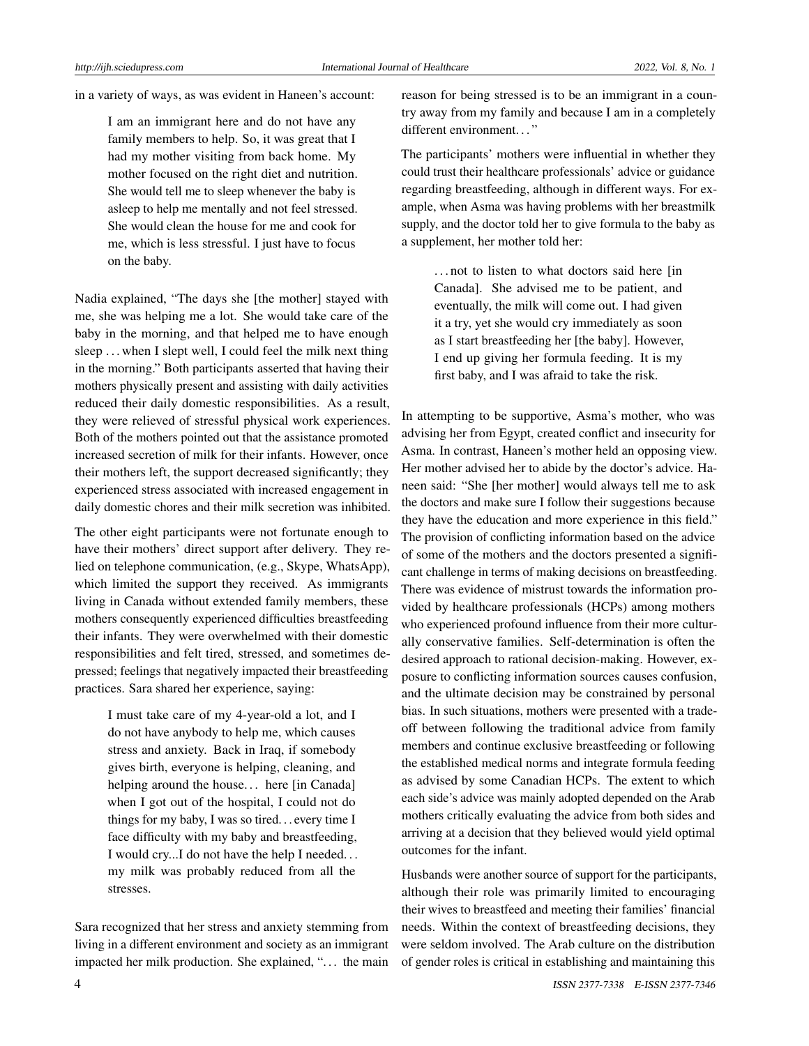in a variety of ways, as was evident in Haneen's account:

> I am an immigrant here and do not have any family members to help. So, it was great that I had my mother visiting from back home. My mother focused on the right diet and nutrition. She would tell me to sleep whenever the baby is asleep to help me mentally and not feel stressed. She would clean the house for me and cook for me, which is less stressful. I just have to focus on the baby.

Nadia explained, "The days she [the mother] stayed with me, she was helping me a lot. She would take care of the baby in the morning, and that helped me to have enough sleep . . . when I slept well, I could feel the milk next thing in the morning." Both participants asserted that having their mothers physically present and assisting with daily activities reduced their daily domestic responsibilities. As a result, they were relieved of stressful physical work experiences. Both of the mothers pointed out that the assistance promoted increased secretion of milk for their infants. However, once their mothers left, the support decreased significantly; they experienced stress associated with increased engagement in daily domestic chores and their milk secretion was inhibited.

The other eight participants were not fortunate enough to have their mothers' direct support after delivery. They relied on telephone communication, (e.g., Skype, WhatsApp), which limited the support they received. As immigrants living in Canada without extended family members, these mothers consequently experienced difficulties breastfeeding their infants. They were overwhelmed with their domestic responsibilities and felt tired, stressed, and sometimes depressed; feelings that negatively impacted their breastfeeding practices. Sara shared her experience, saying:

> I must take care of my 4-year-old a lot, and I do not have anybody to help me, which causes stress and anxiety. Back in Iraq, if somebody gives birth, everyone is helping, cleaning, and helping around the house. . . here [in Canada] when I got out of the hospital, I could not do things for my baby, I was so tired. . . every time I face difficulty with my baby and breastfeeding, I would cry...I do not have the help I needed. . . my milk was probably reduced from all the stresses.

Sara recognized that her stress and anxiety stemming from living in a different environment and society as an immigrant impacted her milk production. She explained, ". . . the main reason for being stressed is to be an immigrant in a country away from my family and because I am in a completely different environment. . . "

The participants' mothers were influential in whether they could trust their healthcare professionals' advice or guidance regarding breastfeeding, although in different ways. For example, when Asma was having problems with her breastmilk supply, and the doctor told her to give formula to the baby as a supplement, her mother told her:

> . . . not to listen to what doctors said here [in Canada]. She advised me to be patient, and eventually, the milk will come out. I had given it a try, yet she would cry immediately as soon as I start breastfeeding her [the baby]. However, I end up giving her formula feeding. It is my first baby, and I was afraid to take the risk.

In attempting to be supportive, Asma's mother, who was advising her from Egypt, created conflict and insecurity for Asma. In contrast, Haneen's mother held an opposing view. Her mother advised her to abide by the doctor's advice. Haneen said: "She [her mother] would always tell me to ask the doctors and make sure I follow their suggestions because they have the education and more experience in this field." The provision of conflicting information based on the advice of some of the mothers and the doctors presented a significant challenge in terms of making decisions on breastfeeding. There was evidence of mistrust towards the information provided by healthcare professionals (HCPs) among mothers who experienced profound influence from their more culturally conservative families. Self-determination is often the desired approach to rational decision-making. However, exposure to conflicting information sources causes confusion, and the ultimate decision may be constrained by personal bias. In such situations, mothers were presented with a trade-off between following the traditional advice from family members and continue exclusive breastfeeding or following the established medical norms and integrate formula feeding as advised by some Canadian HCPs. The extent to which each side's advice was mainly adopted depended on the Arab mothers critically evaluating the advice from both sides and arriving at a decision that they believed would yield optimal outcomes for the infant.

Husbands were another source of support for the participants, although their role was primarily limited to encouraging their wives to breastfeed and meeting their families' financial needs. Within the context of breastfeeding decisions, they were seldom involved. The Arab culture on the distribution of gender roles is critical in establishing and maintaining this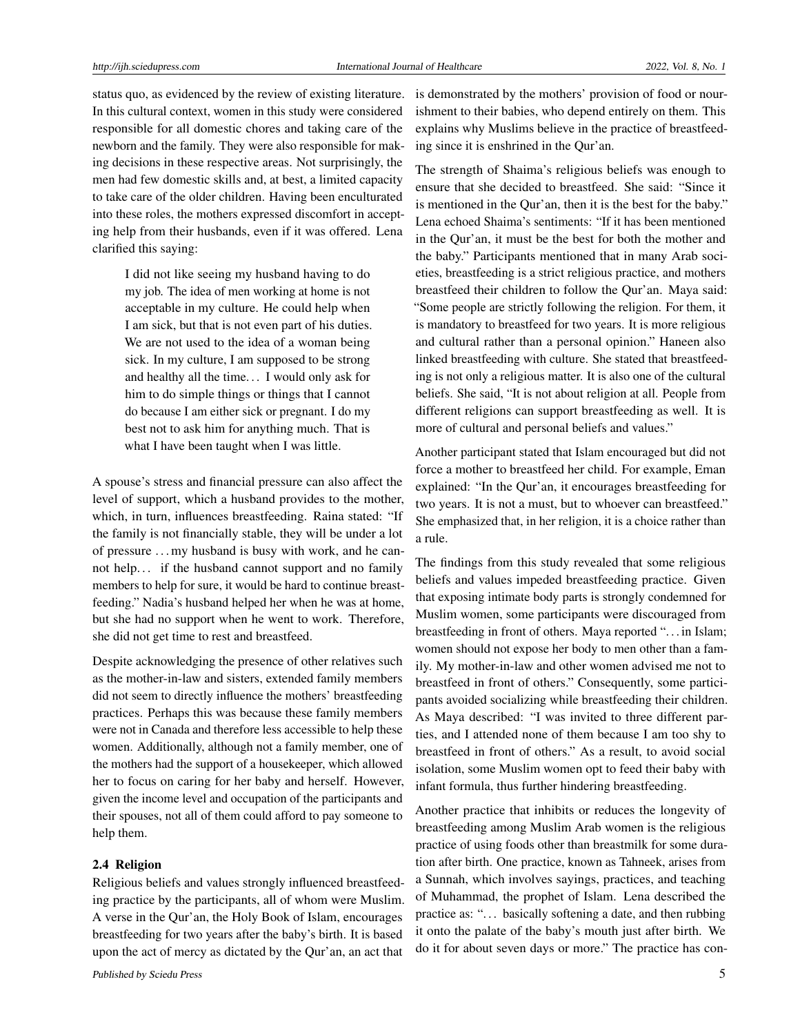status quo, as evidenced by the review of existing literature. In this cultural context, women in this study were considered responsible for all domestic chores and taking care of the newborn and the family. They were also responsible for making decisions in these respective areas. Not surprisingly, the men had few domestic skills and, at best, a limited capacity to take care of the older children. Having been enculturated into these roles, the mothers expressed discomfort in accepting help from their husbands, even if it was offered. Lena clarified this saying:

> I did not like seeing my husband having to do my job. The idea of men working at home is not acceptable in my culture. He could help when I am sick, but that is not even part of his duties. We are not used to the idea of a woman being sick. In my culture, I am supposed to be strong and healthy all the time… I would only ask for him to do simple things or things that I cannot do because I am either sick or pregnant. I do my best not to ask him for anything much. That is what I have been taught when I was little.

A spouse's stress and financial pressure can also affect the level of support, which a husband provides to the mother, which, in turn, influences breastfeeding. Raina stated: "If the family is not financially stable, they will be under a lot of pressure … my husband is busy with work, and he cannot help… if the husband cannot support and no family members to help for sure, it would be hard to continue breastfeeding." Nadia's husband helped her when he was at home, but she had no support when he went to work. Therefore, she did not get time to rest and breastfeed.

Despite acknowledging the presence of other relatives such as the mother-in-law and sisters, extended family members did not seem to directly influence the mothers' breastfeeding practices. Perhaps this was because these family members were not in Canada and therefore less accessible to help these women. Additionally, although not a family member, one of the mothers had the support of a housekeeper, which allowed her to focus on caring for her baby and herself. However, given the income level and occupation of the participants and their spouses, not all of them could afford to pay someone to help them.

### 2.4 Religion

Religious beliefs and values strongly influenced breastfeeding practice by the participants, all of whom were Muslim. A verse in the Qur'an, the Holy Book of Islam, encourages breastfeeding for two years after the baby's birth. It is based upon the act of mercy as dictated by the Qur'an, an act that is demonstrated by the mothers' provision of food or nourishment to their babies, who depend entirely on them. This explains why Muslims believe in the practice of breastfeeding since it is enshrined in the Qur'an.

The strength of Shaima's religious beliefs was enough to ensure that she decided to breastfeed. She said: "Since it is mentioned in the Qur'an, then it is the best for the baby." Lena echoed Shaima's sentiments: "If it has been mentioned in the Qur'an, it must be the best for both the mother and the baby." Participants mentioned that in many Arab societies, breastfeeding is a strict religious practice, and mothers breastfeed their children to follow the Qur'an. Maya said: "Some people are strictly following the religion. For them, it is mandatory to breastfeed for two years. It is more religious and cultural rather than a personal opinion." Haneen also linked breastfeeding with culture. She stated that breastfeeding is not only a religious matter. It is also one of the cultural beliefs. She said, "It is not about religion at all. People from different religions can support breastfeeding as well. It is more of cultural and personal beliefs and values."

Another participant stated that Islam encouraged but did not force a mother to breastfeed her child. For example, Eman explained: "In the Qur'an, it encourages breastfeeding for two years. It is not a must, but to whoever can breastfeed." She emphasized that, in her religion, it is a choice rather than a rule.

The findings from this study revealed that some religious beliefs and values impeded breastfeeding practice. Given that exposing intimate body parts is strongly condemned for Muslim women, some participants were discouraged from breastfeeding in front of others. Maya reported "… in Islam; women should not expose her body to men other than a family. My mother-in-law and other women advised me not to breastfeed in front of others." Consequently, some participants avoided socializing while breastfeeding their children. As Maya described: "I was invited to three different parties, and I attended none of them because I am too shy to breastfeed in front of others." As a result, to avoid social isolation, some Muslim women opt to feed their baby with infant formula, thus further hindering breastfeeding.

Another practice that inhibits or reduces the longevity of breastfeeding among Muslim Arab women is the religious practice of using foods other than breastmilk for some duration after birth. One practice, known as Tahneek, arises from a Sunnah, which involves sayings, practices, and teaching of Muhammad, the prophet of Islam. Lena described the practice as: "… basically softening a date, and then rubbing it onto the palate of the baby's mouth just after birth. We do it for about seven days or more." The practice has con-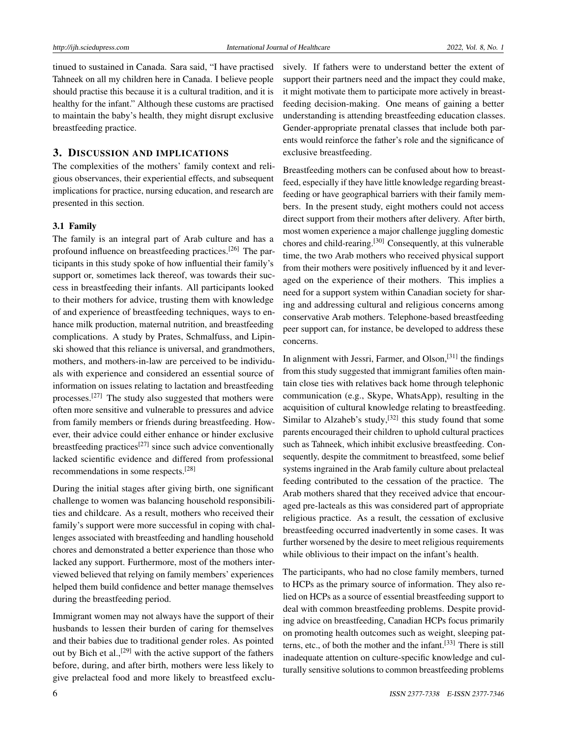tinued to sustained in Canada. Sara said, "I have practised Tahneek on all my children here in Canada. I believe people should practise this because it is a cultural tradition, and it is healthy for the infant." Although these customs are practised to maintain the baby's health, they might disrupt exclusive breastfeeding practice.

## 3. Discussion and implications

The complexities of the mothers' family context and religious observances, their experiential effects, and subsequent implications for practice, nursing education, and research are presented in this section.

### 3.1 Family

The family is an integral part of Arab culture and has a profound influence on breastfeeding practices.[26] The participants in this study spoke of how influential their family's support or, sometimes lack thereof, was towards their success in breastfeeding their infants. All participants looked to their mothers for advice, trusting them with knowledge of and experience of breastfeeding techniques, ways to enhance milk production, maternal nutrition, and breastfeeding complications. A study by Prates, Schmalfuss, and Lipinski showed that this reliance is universal, and grandmothers, mothers, and mothers-in-law are perceived to be individuals with experience and considered an essential source of information on issues relating to lactation and breastfeeding processes.[27] The study also suggested that mothers were often more sensitive and vulnerable to pressures and advice from family members or friends during breastfeeding. However, their advice could either enhance or hinder exclusive breastfeeding practices[27] since such advice conventionally lacked scientific evidence and differed from professional recommendations in some respects.[28]

During the initial stages after giving birth, one significant challenge to women was balancing household responsibilities and childcare. As a result, mothers who received their family's support were more successful in coping with challenges associated with breastfeeding and handling household chores and demonstrated a better experience than those who lacked any support. Furthermore, most of the mothers interviewed believed that relying on family members' experiences helped them build confidence and better manage themselves during the breastfeeding period.

Immigrant women may not always have the support of their husbands to lessen their burden of caring for themselves and their babies due to traditional gender roles. As pointed out by Bich et al.,[29] with the active support of the fathers before, during, and after birth, mothers were less likely to give prelacteal food and more likely to breastfeed exclusively. If fathers were to understand better the extent of support their partners need and the impact they could make, it might motivate them to participate more actively in breastfeeding decision-making. One means of gaining a better understanding is attending breastfeeding education classes. Gender-appropriate prenatal classes that include both parents would reinforce the father's role and the significance of exclusive breastfeeding.

Breastfeeding mothers can be confused about how to breastfeed, especially if they have little knowledge regarding breastfeeding or have geographical barriers with their family members. In the present study, eight mothers could not access direct support from their mothers after delivery. After birth, most women experience a major challenge juggling domestic chores and child-rearing.[30] Consequently, at this vulnerable time, the two Arab mothers who received physical support from their mothers were positively influenced by it and leveraged on the experience of their mothers. This implies a need for a support system within Canadian society for sharing and addressing cultural and religious concerns among conservative Arab mothers. Telephone-based breastfeeding peer support can, for instance, be developed to address these concerns.

In alignment with Jessri, Farmer, and Olson,[31] the findings from this study suggested that immigrant families often maintain close ties with relatives back home through telephonic communication (e.g., Skype, WhatsApp), resulting in the acquisition of cultural knowledge relating to breastfeeding. Similar to Alzaheb's study,[32] this study found that some parents encouraged their children to uphold cultural practices such as Tahneek, which inhibit exclusive breastfeeding. Consequently, despite the commitment to breastfeed, some belief systems ingrained in the Arab family culture about prelacteal feeding contributed to the cessation of the practice. The Arab mothers shared that they received advice that encouraged pre-lacteals as this was considered part of appropriate religious practice. As a result, the cessation of exclusive breastfeeding occurred inadvertently in some cases. It was further worsened by the desire to meet religious requirements while oblivious to their impact on the infant's health.

The participants, who had no close family members, turned to HCPs as the primary source of information. They also relied on HCPs as a source of essential breastfeeding support to deal with common breastfeeding problems. Despite providing advice on breastfeeding, Canadian HCPs focus primarily on promoting health outcomes such as weight, sleeping patterns, etc., of both the mother and the infant.[33] There is still inadequate attention on culture-specific knowledge and culturally sensitive solutions to common breastfeeding problems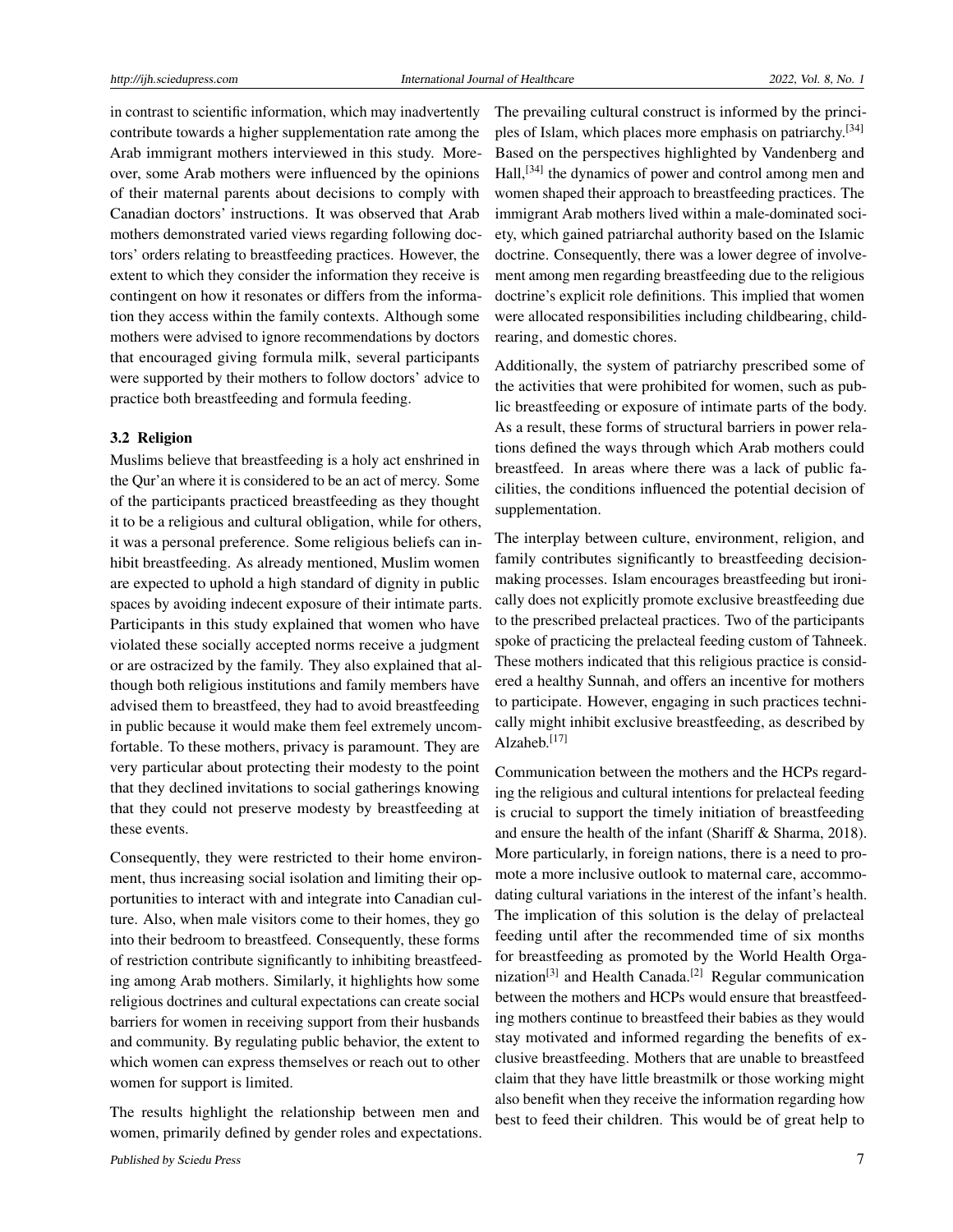in contrast to scientific information, which may inadvertently contribute towards a higher supplementation rate among the Arab immigrant mothers interviewed in this study. Moreover, some Arab mothers were influenced by the opinions of their maternal parents about decisions to comply with Canadian doctors' instructions. It was observed that Arab mothers demonstrated varied views regarding following doctors' orders relating to breastfeeding practices. However, the extent to which they consider the information they receive is contingent on how it resonates or differs from the information they access within the family contexts. Although some mothers were advised to ignore recommendations by doctors that encouraged giving formula milk, several participants were supported by their mothers to follow doctors' advice to practice both breastfeeding and formula feeding.

### 3.2 Religion

Muslims believe that breastfeeding is a holy act enshrined in the Qur'an where it is considered to be an act of mercy. Some of the participants practiced breastfeeding as they thought it to be a religious and cultural obligation, while for others, it was a personal preference. Some religious beliefs can inhibit breastfeeding. As already mentioned, Muslim women are expected to uphold a high standard of dignity in public spaces by avoiding indecent exposure of their intimate parts. Participants in this study explained that women who have violated these socially accepted norms receive a judgment or are ostracized by the family. They also explained that although both religious institutions and family members have advised them to breastfeed, they had to avoid breastfeeding in public because it would make them feel extremely uncomfortable. To these mothers, privacy is paramount. They are very particular about protecting their modesty to the point that they declined invitations to social gatherings knowing that they could not preserve modesty by breastfeeding at these events.

Consequently, they were restricted to their home environment, thus increasing social isolation and limiting their opportunities to interact with and integrate into Canadian culture. Also, when male visitors come to their homes, they go into their bedroom to breastfeed. Consequently, these forms of restriction contribute significantly to inhibiting breastfeeding among Arab mothers. Similarly, it highlights how some religious doctrines and cultural expectations can create social barriers for women in receiving support from their husbands and community. By regulating public behavior, the extent to which women can express themselves or reach out to other women for support is limited.

The results highlight the relationship between men and women, primarily defined by gender roles and expectations. The prevailing cultural construct is informed by the principles of Islam, which places more emphasis on patriarchy.[34] Based on the perspectives highlighted by Vandenberg and Hall,[34] the dynamics of power and control among men and women shaped their approach to breastfeeding practices. The immigrant Arab mothers lived within a male-dominated society, which gained patriarchal authority based on the Islamic doctrine. Consequently, there was a lower degree of involvement among men regarding breastfeeding due to the religious doctrine's explicit role definitions. This implied that women were allocated responsibilities including childbearing, childrearing, and domestic chores.

Additionally, the system of patriarchy prescribed some of the activities that were prohibited for women, such as public breastfeeding or exposure of intimate parts of the body. As a result, these forms of structural barriers in power relations defined the ways through which Arab mothers could breastfeed. In areas where there was a lack of public facilities, the conditions influenced the potential decision of supplementation.

The interplay between culture, environment, religion, and family contributes significantly to breastfeeding decision-making processes. Islam encourages breastfeeding but ironically does not explicitly promote exclusive breastfeeding due to the prescribed prelacteal practices. Two of the participants spoke of practicing the prelacteal feeding custom of Tahneek. These mothers indicated that this religious practice is considered a healthy Sunnah, and offers an incentive for mothers to participate. However, engaging in such practices technically might inhibit exclusive breastfeeding, as described by Alzaheb.[17]

Communication between the mothers and the HCPs regarding the religious and cultural intentions for prelacteal feeding is crucial to support the timely initiation of breastfeeding and ensure the health of the infant (Shariff & Sharma, 2018). More particularly, in foreign nations, there is a need to promote a more inclusive outlook to maternal care, accommodating cultural variations in the interest of the infant's health. The implication of this solution is the delay of prelacteal feeding until after the recommended time of six months for breastfeeding as promoted by the World Health Organization[3] and Health Canada.[2] Regular communication between the mothers and HCPs would ensure that breastfeeding mothers continue to breastfeed their babies as they would stay motivated and informed regarding the benefits of exclusive breastfeeding. Mothers that are unable to breastfeed claim that they have little breastmilk or those working might also benefit when they receive the information regarding how best to feed their children. This would be of great help to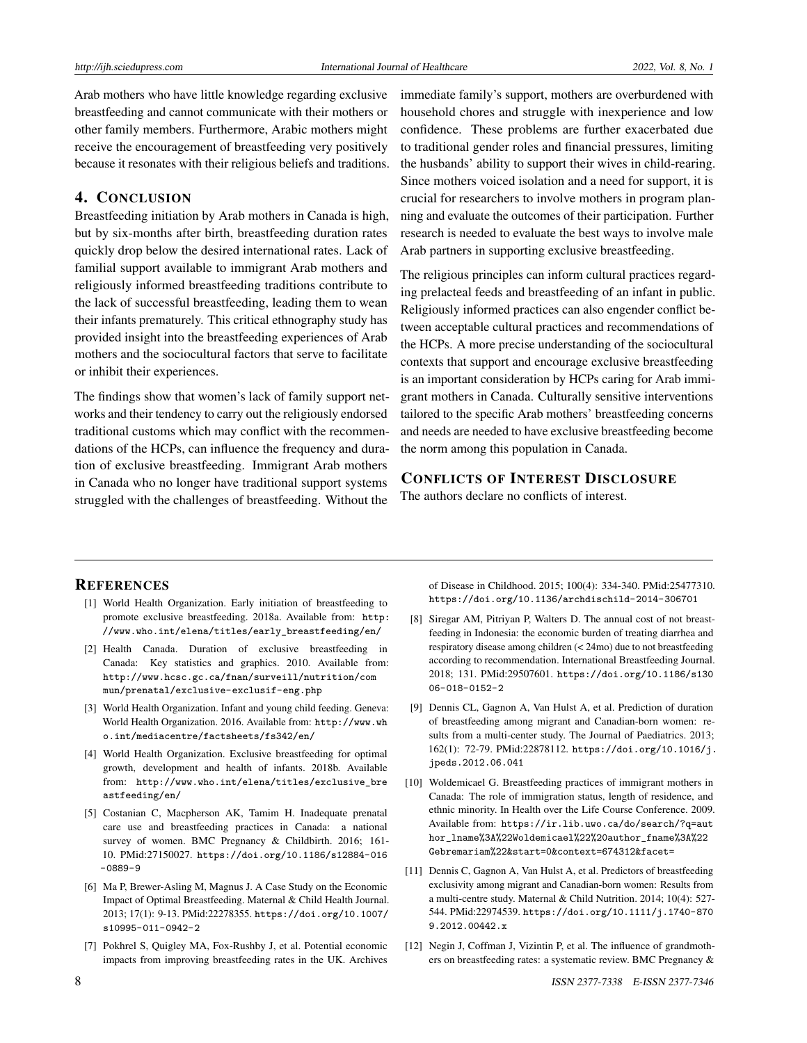Arab mothers who have little knowledge regarding exclusive breastfeeding and cannot communicate with their mothers or other family members. Furthermore, Arabic mothers might receive the encouragement of breastfeeding very positively because it resonates with their religious beliefs and traditions.

## 4. CONCLUSION

Breastfeeding initiation by Arab mothers in Canada is high, but by six-months after birth, breastfeeding duration rates quickly drop below the desired international rates. Lack of familial support available to immigrant Arab mothers and religiously informed breastfeeding traditions contribute to the lack of successful breastfeeding, leading them to wean their infants prematurely. This critical ethnography study has provided insight into the breastfeeding experiences of Arab mothers and the sociocultural factors that serve to facilitate or inhibit their experiences.

The findings show that women's lack of family support networks and their tendency to carry out the religiously endorsed traditional customs which may conflict with the recommendations of the HCPs, can influence the frequency and duration of exclusive breastfeeding. Immigrant Arab mothers in Canada who no longer have traditional support systems struggled with the challenges of breastfeeding. Without the immediate family's support, mothers are overburdened with household chores and struggle with inexperience and low confidence. These problems are further exacerbated due to traditional gender roles and financial pressures, limiting the husbands' ability to support their wives in child-rearing. Since mothers voiced isolation and a need for support, it is crucial for researchers to involve mothers in program planning and evaluate the outcomes of their participation. Further research is needed to evaluate the best ways to involve male Arab partners in supporting exclusive breastfeeding.

The religious principles can inform cultural practices regarding prelacteal feeds and breastfeeding of an infant in public. Religiously informed practices can also engender conflict between acceptable cultural practices and recommendations of the HCPs. A more precise understanding of the sociocultural contexts that support and encourage exclusive breastfeeding is an important consideration by HCPs caring for Arab immigrant mothers in Canada. Culturally sensitive interventions tailored to the specific Arab mothers' breastfeeding concerns and needs are needed to have exclusive breastfeeding become the norm among this population in Canada.

## CONFLICTS OF INTEREST DISCLOSURE

The authors declare no conflicts of interest.

## REFERENCES

[1] World Health Organization. Early initiation of breastfeeding to promote exclusive breastfeeding. 2018a. Available from: http://www.who.int/elena/titles/early_breastfeeding/en/

[2] Health Canada. Duration of exclusive breastfeeding in Canada: Key statistics and graphics. 2010. Available from: http://www.hcsc.gc.ca/fnan/surveill/nutrition/commun/prenatal/exclusive-exclusif-eng.php

[3] World Health Organization. Infant and young child feeding. Geneva: World Health Organization. 2016. Available from: http://www.who.int/mediacentre/factsheets/fs342/en/

[4] World Health Organization. Exclusive breastfeeding for optimal growth, development and health of infants. 2018b. Available from: http://www.who.int/elena/titles/exclusive_breastfeeding/en/

[5] Costanian C, Macpherson AK, Tamim H. Inadequate prenatal care use and breastfeeding practices in Canada: a national survey of women. BMC Pregnancy & Childbirth. 2016; 161-10. PMid:27150027. https://doi.org/10.1186/s12884-016-0889-9

[6] Ma P, Brewer-Asling M, Magnus J. A Case Study on the Economic Impact of Optimal Breastfeeding. Maternal & Child Health Journal. 2013; 17(1): 9-13. PMid:22278355. https://doi.org/10.1007/s10995-011-0942-2

[7] Pokhrel S, Quigley MA, Fox-Rushby J, et al. Potential economic impacts from improving breastfeeding rates in the UK. Archives of Disease in Childhood. 2015; 100(4): 334-340. PMid:25477310. https://doi.org/10.1136/archdischild-2014-306701

[8] Siregar AM, Pitriyan P, Walters D. The annual cost of not breastfeeding in Indonesia: the economic burden of treating diarrhea and respiratory disease among children (< 24mo) due to not breastfeeding according to recommendation. International Breastfeeding Journal. 2018; 131. PMid:29507601. https://doi.org/10.1186/s13006-018-0152-2

[9] Dennis CL, Gagnon A, Van Hulst A, et al. Prediction of duration of breastfeeding among migrant and Canadian-born women: results from a multi-center study. The Journal of Paediatrics. 2013; 162(1): 72-79. PMid:22878112. https://doi.org/10.1016/j.jpeds.2012.06.041

[10] Woldemicael G. Breastfeeding practices of immigrant mothers in Canada: The role of immigration status, length of residence, and ethnic minority. In Health over the Life Course Conference. 2009. Available from: https://ir.lib.uwo.ca/do/search/?q=author_lname%3A%22Woldemicael%22%20author_fname%3A%22Gebremariam%22&start=0&context=674312&facet=

[11] Dennis C, Gagnon A, Van Hulst A, et al. Predictors of breastfeeding exclusivity among migrant and Canadian-born women: Results from a multi-centre study. Maternal & Child Nutrition. 2014; 10(4): 527-544. PMid:22974539. https://doi.org/10.1111/j.1740-8709.2012.00442.x

[12] Negin J, Coffman J, Vizintin P, et al. The influence of grandmothers on breastfeeding rates: a systematic review. BMC Pregnancy &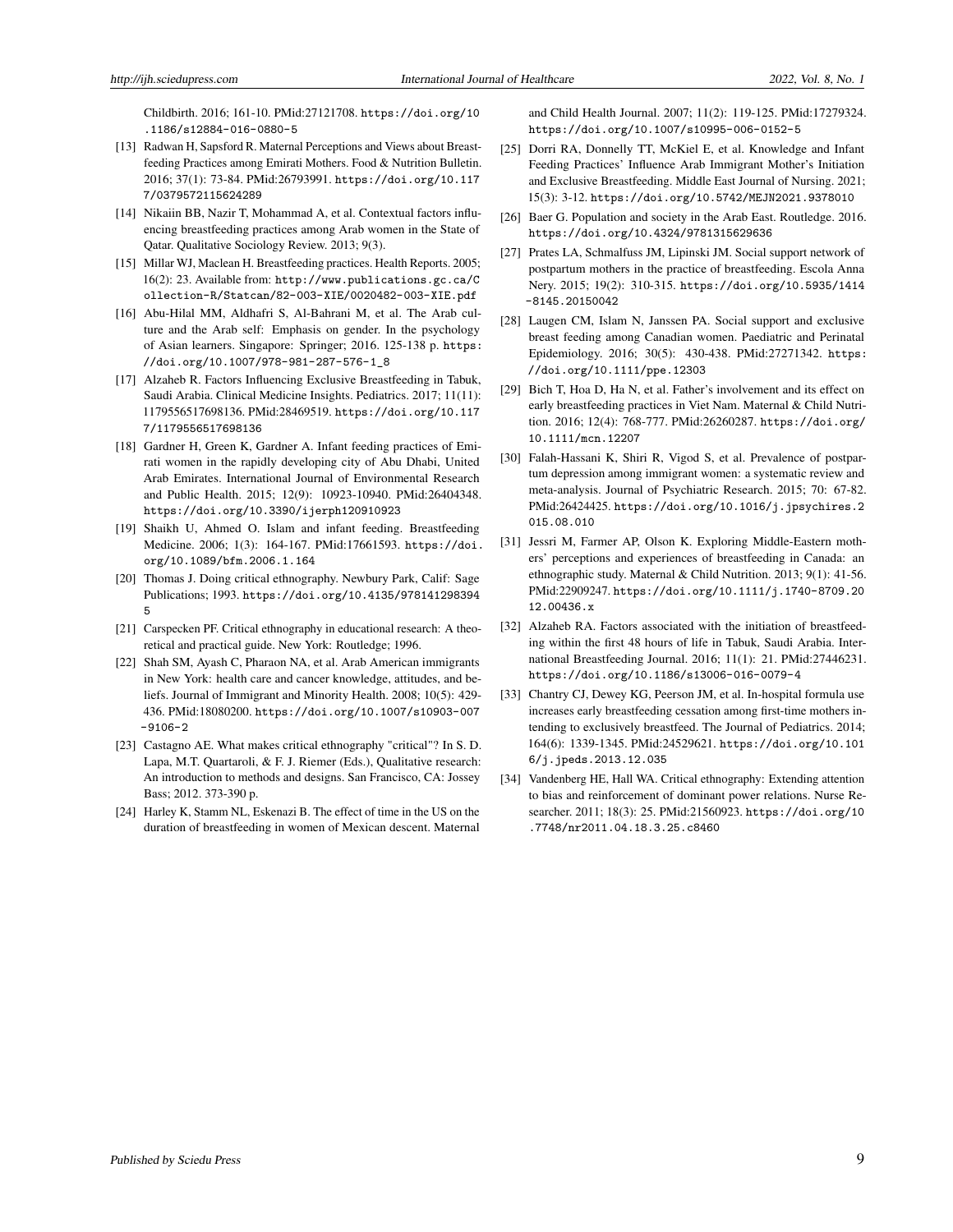Childbirth. 2016; 161-10. PMid:27121708. https://doi.org/10.1186/s12884-016-0880-5

[13] Radwan H, Sapsford R. Maternal Perceptions and Views about Breastfeeding Practices among Emirati Mothers. Food & Nutrition Bulletin. 2016; 37(1): 73-84. PMid:26793991. https://doi.org/10.1177/0379572115624289

[14] Nikaiin BB, Nazir T, Mohammad A, et al. Contextual factors influencing breastfeeding practices among Arab women in the State of Qatar. Qualitative Sociology Review. 2013; 9(3).

[15] Millar WJ, Maclean H. Breastfeeding practices. Health Reports. 2005; 16(2): 23. Available from: http://www.publications.gc.ca/Collection-R/Statcan/82-003-XIE/0020482-003-XIE.pdf

[16] Abu-Hilal MM, Aldhafri S, Al-Bahrani M, et al. The Arab culture and the Arab self: Emphasis on gender. In the psychology of Asian learners. Singapore: Springer; 2016. 125-138 p. https://doi.org/10.1007/978-981-287-576-1_8

[17] Alzaheb R. Factors Influencing Exclusive Breastfeeding in Tabuk, Saudi Arabia. Clinical Medicine Insights. Pediatrics. 2017; 11(11): 1179556517698136. PMid:28469519. https://doi.org/10.1177/1179556517698136

[18] Gardner H, Green K, Gardner A. Infant feeding practices of Emirati women in the rapidly developing city of Abu Dhabi, United Arab Emirates. International Journal of Environmental Research and Public Health. 2015; 12(9): 10923-10940. PMid:26404348. https://doi.org/10.3390/ijerph120910923

[19] Shaikh U, Ahmed O. Islam and infant feeding. Breastfeeding Medicine. 2006; 1(3): 164-167. PMid:17661593. https://doi.org/10.1089/bfm.2006.1.164

[20] Thomas J. Doing critical ethnography. Newbury Park, Calif: Sage Publications; 1993. https://doi.org/10.4135/9781412983945

[21] Carspecken PF. Critical ethnography in educational research: A theoretical and practical guide. New York: Routledge; 1996.

[22] Shah SM, Ayash C, Pharaon NA, et al. Arab American immigrants in New York: health care and cancer knowledge, attitudes, and beliefs. Journal of Immigrant and Minority Health. 2008; 10(5): 429-436. PMid:18080200. https://doi.org/10.1007/s10903-007-9106-2

[23] Castagno AE. What makes critical ethnography "critical"? In S. D. Lapa, M.T. Quartaroli, & F. J. Riemer (Eds.), Qualitative research: An introduction to methods and designs. San Francisco, CA: Jossey Bass; 2012. 373-390 p.

[24] Harley K, Stamm NL, Eskenazi B. The effect of time in the US on the duration of breastfeeding in women of Mexican descent. Maternal and Child Health Journal. 2007; 11(2): 119-125. PMid:17279324. https://doi.org/10.1007/s10995-006-0152-5

[25] Dorri RA, Donnelly TT, McKiel E, et al. Knowledge and Infant Feeding Practices' Influence Arab Immigrant Mother's Initiation and Exclusive Breastfeeding. Middle East Journal of Nursing. 2021; 15(3): 3-12. https://doi.org/10.5742/MEJN2021.9378010

[26] Baer G. Population and society in the Arab East. Routledge. 2016. https://doi.org/10.4324/9781315629636

[27] Prates LA, Schmalfuss JM, Lipinski JM. Social support network of postpartum mothers in the practice of breastfeeding. Escola Anna Nery. 2015; 19(2): 310-315. https://doi.org/10.5935/1414-8145.20150042

[28] Laugen CM, Islam N, Janssen PA. Social support and exclusive breast feeding among Canadian women. Paediatric and Perinatal Epidemiology. 2016; 30(5): 430-438. PMid:27271342. https://doi.org/10.1111/ppe.12303

[29] Bich T, Hoa D, Ha N, et al. Father's involvement and its effect on early breastfeeding practices in Viet Nam. Maternal & Child Nutrition. 2016; 12(4): 768-777. PMid:26260287. https://doi.org/10.1111/mcn.12207

[30] Falah-Hassani K, Shiri R, Vigod S, et al. Prevalence of postpartum depression among immigrant women: a systematic review and meta-analysis. Journal of Psychiatric Research. 2015; 70: 67-82. PMid:26424425. https://doi.org/10.1016/j.jpsychires.2015.08.010

[31] Jessri M, Farmer AP, Olson K. Exploring Middle-Eastern mothers' perceptions and experiences of breastfeeding in Canada: an ethnographic study. Maternal & Child Nutrition. 2013; 9(1): 41-56. PMid:22909247. https://doi.org/10.1111/j.1740-8709.2012.00436.x

[32] Alzaheb RA. Factors associated with the initiation of breastfeeding within the first 48 hours of life in Tabuk, Saudi Arabia. International Breastfeeding Journal. 2016; 11(1): 21. PMid:27446231. https://doi.org/10.1186/s13006-016-0079-4

[33] Chantry CJ, Dewey KG, Peerson JM, et al. In-hospital formula use increases early breastfeeding cessation among first-time mothers intending to exclusively breastfeed. The Journal of Pediatrics. 2014; 164(6): 1339-1345. PMid:24529621. https://doi.org/10.1016/j.jpeds.2013.12.035

[34] Vandenberg HE, Hall WA. Critical ethnography: Extending attention to bias and reinforcement of dominant power relations. Nurse Researcher. 2011; 18(3): 25. PMid:21560923. https://doi.org/10.7748/nr2011.04.18.3.25.c8460